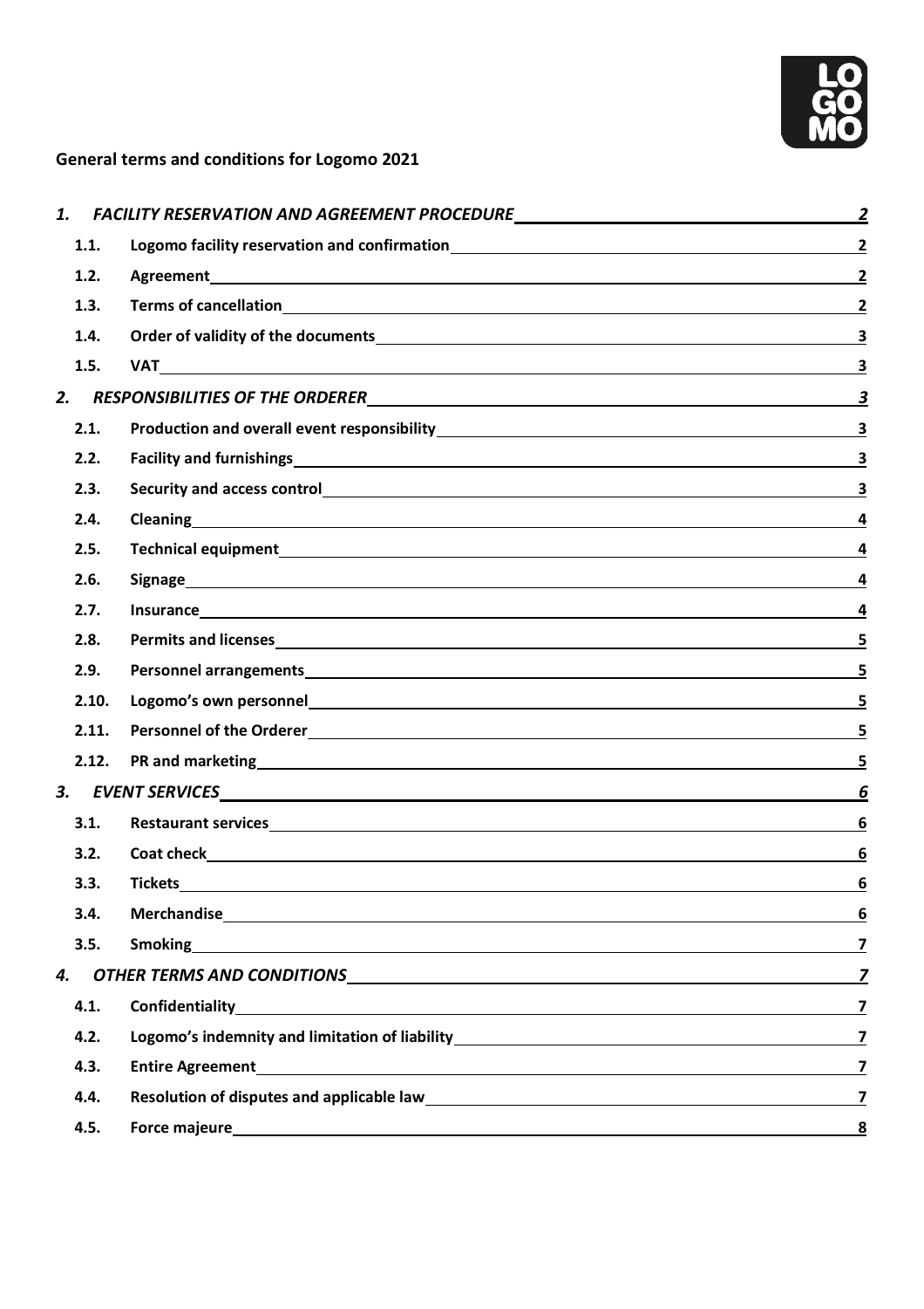**General terms and conditions for Logomo 2021**

| | | |
|---|---|---|
| *1.* | *FACILITY RESERVATION AND AGREEMENT PROCEDURE* | *2* |
| 1.1. | Logomo facility reservation and confirmation | 2 |
| 1.2. | Agreement | 2 |
| 1.3. | Terms of cancellation | 2 |
| 1.4. | Order of validity of the documents | 3 |
| 1.5. | VAT | 3 |
| *2.* | *RESPONSIBILITIES OF THE ORDERER* | *3* |
| 2.1. | Production and overall event responsibility | 3 |
| 2.2. | Facility and furnishings | 3 |
| 2.3. | Security and access control | 3 |
| 2.4. | Cleaning | 4 |
| 2.5. | Technical equipment | 4 |
| 2.6. | Signage | 4 |
| 2.7. | Insurance | 4 |
| 2.8. | Permits and licenses | 5 |
| 2.9. | Personnel arrangements | 5 |
| 2.10. | Logomo's own personnel | 5 |
| 2.11. | Personnel of the Orderer | 5 |
| 2.12. | PR and marketing | 5 |
| *3.* | *EVENT SERVICES* | *6* |
| 3.1. | Restaurant services | 6 |
| 3.2. | Coat check | 6 |
| 3.3. | Tickets | 6 |
| 3.4. | Merchandise | 6 |
| 3.5. | Smoking | 7 |
| *4.* | *OTHER TERMS AND CONDITIONS* | *7* |
| 4.1. | Confidentiality | 7 |
| 4.2. | Logomo's indemnity and limitation of liability | 7 |
| 4.3. | Entire Agreement | 7 |
| 4.4. | Resolution of disputes and applicable law | 7 |
| 4.5. | Force majeure | 8 |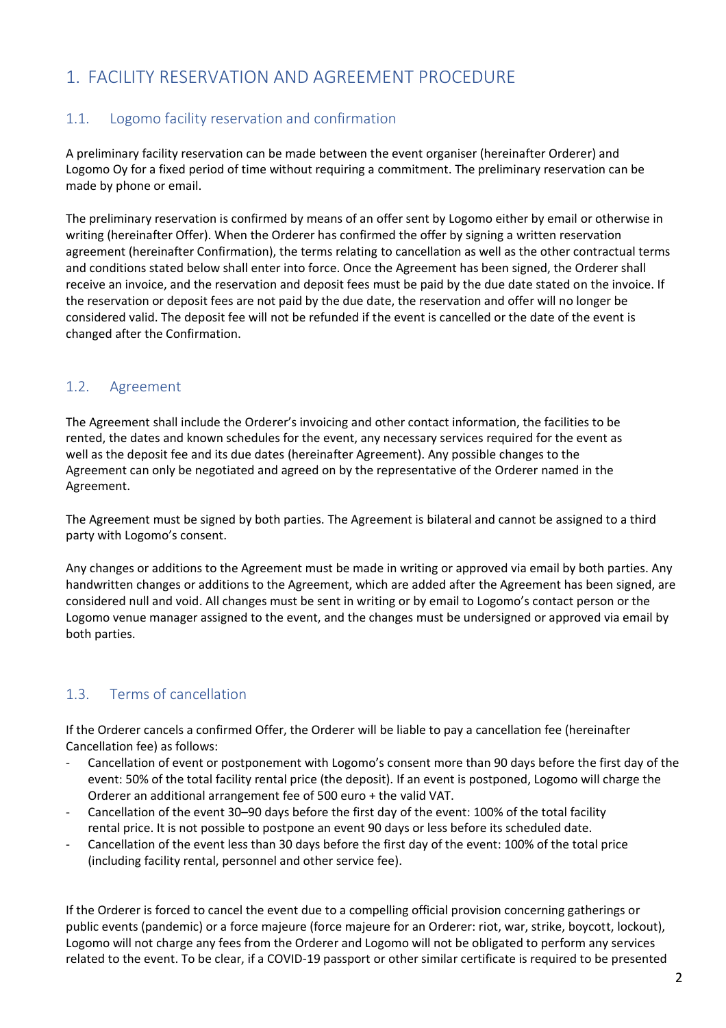# 1. FACILITY RESERVATION AND AGREEMENT PROCEDURE

## 1.1. Logomo facility reservation and confirmation

A preliminary facility reservation can be made between the event organiser (hereinafter Orderer) and Logomo Oy for a fixed period of time without requiring a commitment. The preliminary reservation can be made by phone or email.

The preliminary reservation is confirmed by means of an offer sent by Logomo either by email or otherwise in writing (hereinafter Offer). When the Orderer has confirmed the offer by signing a written reservation agreement (hereinafter Confirmation), the terms relating to cancellation as well as the other contractual terms and conditions stated below shall enter into force. Once the Agreement has been signed, the Orderer shall receive an invoice, and the reservation and deposit fees must be paid by the due date stated on the invoice. If the reservation or deposit fees are not paid by the due date, the reservation and offer will no longer be considered valid. The deposit fee will not be refunded if the event is cancelled or the date of the event is changed after the Confirmation.

## 1.2. Agreement

The Agreement shall include the Orderer's invoicing and other contact information, the facilities to be rented, the dates and known schedules for the event, any necessary services required for the event as well as the deposit fee and its due dates (hereinafter Agreement). Any possible changes to the Agreement can only be negotiated and agreed on by the representative of the Orderer named in the Agreement.

The Agreement must be signed by both parties. The Agreement is bilateral and cannot be assigned to a third party with Logomo's consent.

Any changes or additions to the Agreement must be made in writing or approved via email by both parties. Any handwritten changes or additions to the Agreement, which are added after the Agreement has been signed, are considered null and void. All changes must be sent in writing or by email to Logomo's contact person or the Logomo venue manager assigned to the event, and the changes must be undersigned or approved via email by both parties.

## 1.3. Terms of cancellation

If the Orderer cancels a confirmed Offer, the Orderer will be liable to pay a cancellation fee (hereinafter Cancellation fee) as follows:

- Cancellation of event or postponement with Logomo's consent more than 90 days before the first day of the event: 50% of the total facility rental price (the deposit). If an event is postponed, Logomo will charge the Orderer an additional arrangement fee of 500 euro + the valid VAT.
- Cancellation of the event 30–90 days before the first day of the event: 100% of the total facility rental price. It is not possible to postpone an event 90 days or less before its scheduled date.
- Cancellation of the event less than 30 days before the first day of the event: 100% of the total price (including facility rental, personnel and other service fee).

If the Orderer is forced to cancel the event due to a compelling official provision concerning gatherings or public events (pandemic) or a force majeure (force majeure for an Orderer: riot, war, strike, boycott, lockout), Logomo will not charge any fees from the Orderer and Logomo will not be obligated to perform any services related to the event. To be clear, if a COVID-19 passport or other similar certificate is required to be presented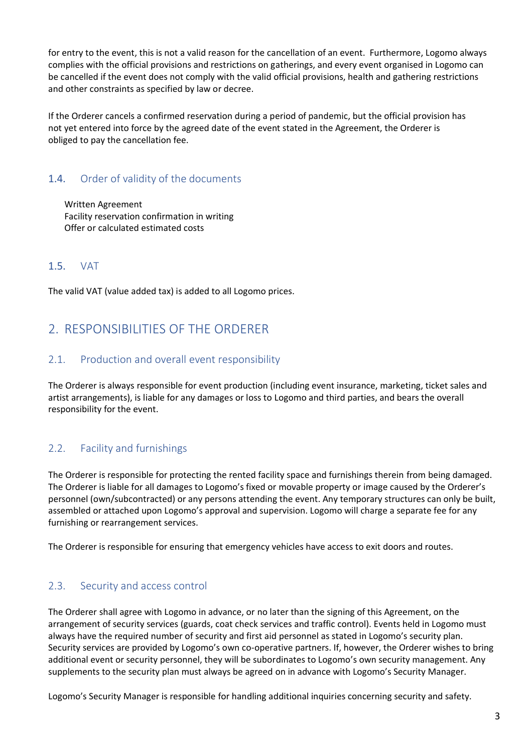for entry to the event, this is not a valid reason for the cancellation of an event. Furthermore, Logomo always complies with the official provisions and restrictions on gatherings, and every event organised in Logomo can be cancelled if the event does not comply with the valid official provisions, health and gathering restrictions and other constraints as specified by law or decree.

If the Orderer cancels a confirmed reservation during a period of pandemic, but the official provision has not yet entered into force by the agreed date of the event stated in the Agreement, the Orderer is obliged to pay the cancellation fee.

### 1.4. Order of validity of the documents

Written Agreement
Facility reservation confirmation in writing
Offer or calculated estimated costs

### 1.5. VAT

The valid VAT (value added tax) is added to all Logomo prices.

## 2. RESPONSIBILITIES OF THE ORDERER

### 2.1. Production and overall event responsibility

The Orderer is always responsible for event production (including event insurance, marketing, ticket sales and artist arrangements), is liable for any damages or loss to Logomo and third parties, and bears the overall responsibility for the event.

### 2.2. Facility and furnishings

The Orderer is responsible for protecting the rented facility space and furnishings therein from being damaged. The Orderer is liable for all damages to Logomo's fixed or movable property or image caused by the Orderer's personnel (own/subcontracted) or any persons attending the event. Any temporary structures can only be built, assembled or attached upon Logomo's approval and supervision. Logomo will charge a separate fee for any furnishing or rearrangement services.

The Orderer is responsible for ensuring that emergency vehicles have access to exit doors and routes.

### 2.3. Security and access control

The Orderer shall agree with Logomo in advance, or no later than the signing of this Agreement, on the arrangement of security services (guards, coat check services and traffic control). Events held in Logomo must always have the required number of security and first aid personnel as stated in Logomo's security plan. Security services are provided by Logomo's own co-operative partners. If, however, the Orderer wishes to bring additional event or security personnel, they will be subordinates to Logomo's own security management. Any supplements to the security plan must always be agreed on in advance with Logomo's Security Manager.

Logomo's Security Manager is responsible for handling additional inquiries concerning security and safety.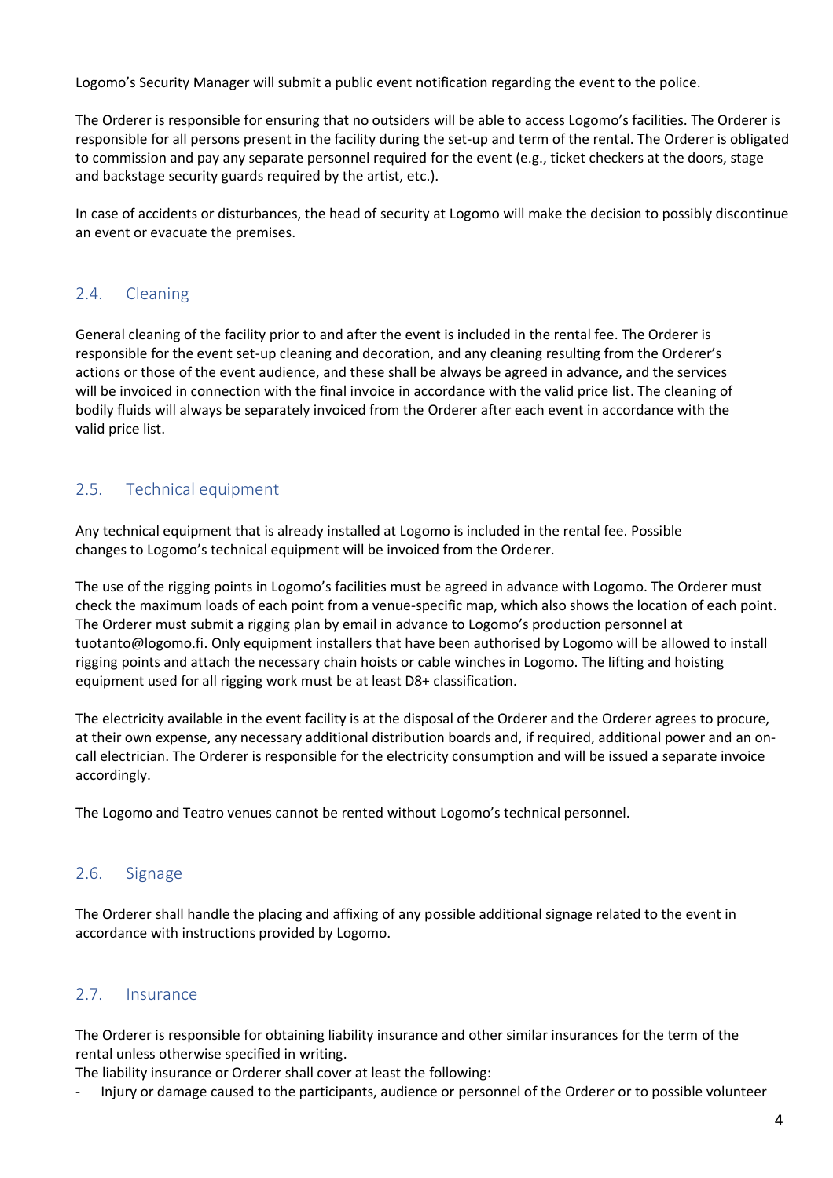Logomo's Security Manager will submit a public event notification regarding the event to the police.

The Orderer is responsible for ensuring that no outsiders will be able to access Logomo's facilities. The Orderer is responsible for all persons present in the facility during the set-up and term of the rental. The Orderer is obligated to commission and pay any separate personnel required for the event (e.g., ticket checkers at the doors, stage and backstage security guards required by the artist, etc.).

In case of accidents or disturbances, the head of security at Logomo will make the decision to possibly discontinue an event or evacuate the premises.

## 2.4. Cleaning

General cleaning of the facility prior to and after the event is included in the rental fee. The Orderer is responsible for the event set-up cleaning and decoration, and any cleaning resulting from the Orderer's actions or those of the event audience, and these shall be always be agreed in advance, and the services will be invoiced in connection with the final invoice in accordance with the valid price list. The cleaning of bodily fluids will always be separately invoiced from the Orderer after each event in accordance with the valid price list.

## 2.5. Technical equipment

Any technical equipment that is already installed at Logomo is included in the rental fee. Possible changes to Logomo's technical equipment will be invoiced from the Orderer.

The use of the rigging points in Logomo's facilities must be agreed in advance with Logomo. The Orderer must check the maximum loads of each point from a venue-specific map, which also shows the location of each point. The Orderer must submit a rigging plan by email in advance to Logomo's production personnel at tuotanto@logomo.fi. Only equipment installers that have been authorised by Logomo will be allowed to install rigging points and attach the necessary chain hoists or cable winches in Logomo. The lifting and hoisting equipment used for all rigging work must be at least D8+ classification.

The electricity available in the event facility is at the disposal of the Orderer and the Orderer agrees to procure, at their own expense, any necessary additional distribution boards and, if required, additional power and an on-call electrician. The Orderer is responsible for the electricity consumption and will be issued a separate invoice accordingly.

The Logomo and Teatro venues cannot be rented without Logomo's technical personnel.

## 2.6. Signage

The Orderer shall handle the placing and affixing of any possible additional signage related to the event in accordance with instructions provided by Logomo.

## 2.7. Insurance

The Orderer is responsible for obtaining liability insurance and other similar insurances for the term of the rental unless otherwise specified in writing.
The liability insurance or Orderer shall cover at least the following:

- Injury or damage caused to the participants, audience or personnel of the Orderer or to possible volunteer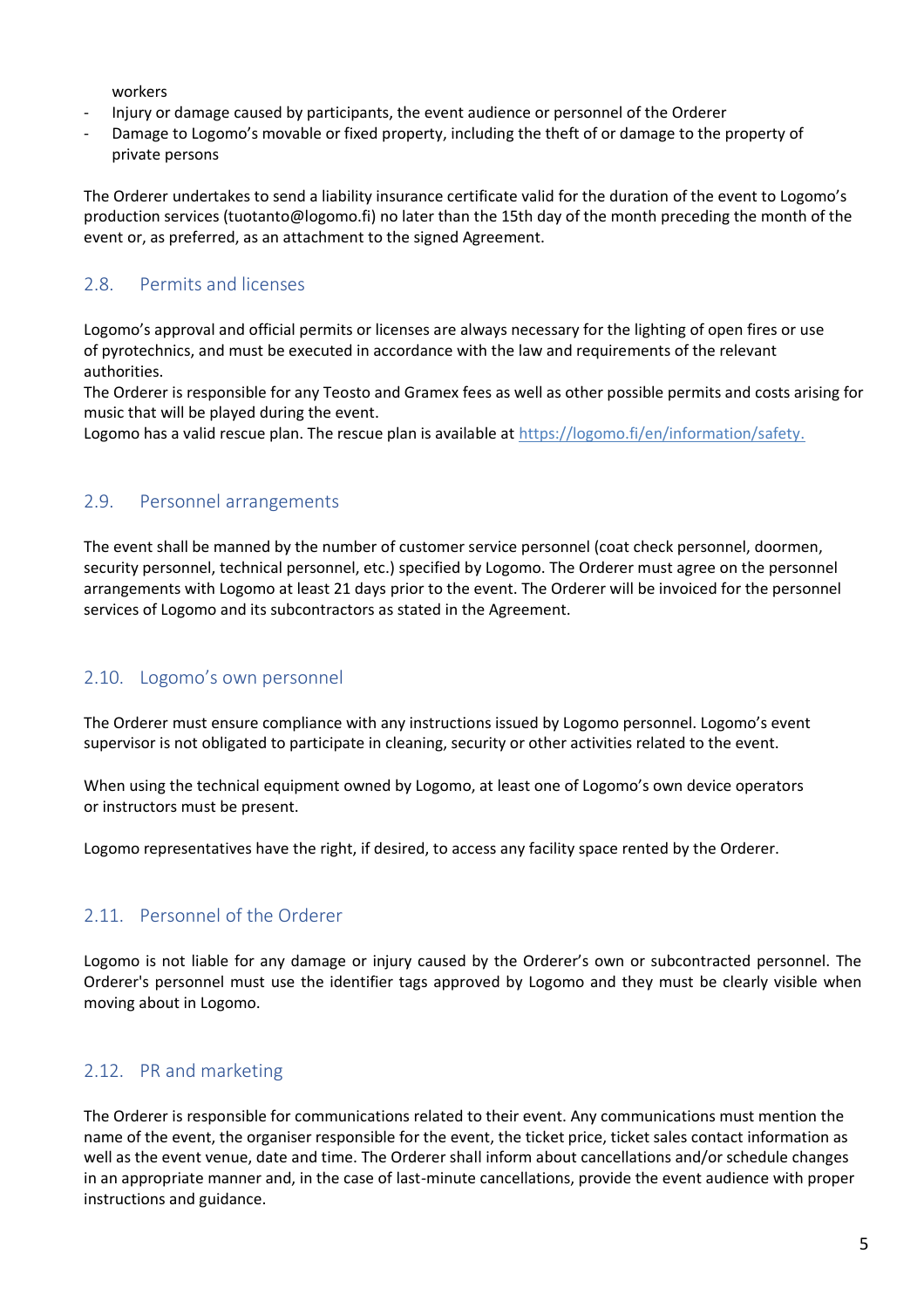workers

- Injury or damage caused by participants, the event audience or personnel of the Orderer
- Damage to Logomo's movable or fixed property, including the theft of or damage to the property of private persons

The Orderer undertakes to send a liability insurance certificate valid for the duration of the event to Logomo's production services (tuotanto@logomo.fi) no later than the 15th day of the month preceding the month of the event or, as preferred, as an attachment to the signed Agreement.

## 2.8. Permits and licenses

Logomo's approval and official permits or licenses are always necessary for the lighting of open fires or use of pyrotechnics, and must be executed in accordance with the law and requirements of the relevant authorities.
The Orderer is responsible for any Teosto and Gramex fees as well as other possible permits and costs arising for music that will be played during the event.
Logomo has a valid rescue plan. The rescue plan is available at https://logomo.fi/en/information/safety.

## 2.9. Personnel arrangements

The event shall be manned by the number of customer service personnel (coat check personnel, doormen, security personnel, technical personnel, etc.) specified by Logomo. The Orderer must agree on the personnel arrangements with Logomo at least 21 days prior to the event. The Orderer will be invoiced for the personnel services of Logomo and its subcontractors as stated in the Agreement.

## 2.10. Logomo's own personnel

The Orderer must ensure compliance with any instructions issued by Logomo personnel. Logomo's event supervisor is not obligated to participate in cleaning, security or other activities related to the event.

When using the technical equipment owned by Logomo, at least one of Logomo's own device operators or instructors must be present.

Logomo representatives have the right, if desired, to access any facility space rented by the Orderer.

## 2.11. Personnel of the Orderer

Logomo is not liable for any damage or injury caused by the Orderer's own or subcontracted personnel. The Orderer's personnel must use the identifier tags approved by Logomo and they must be clearly visible when moving about in Logomo.

## 2.12. PR and marketing

The Orderer is responsible for communications related to their event. Any communications must mention the name of the event, the organiser responsible for the event, the ticket price, ticket sales contact information as well as the event venue, date and time. The Orderer shall inform about cancellations and/or schedule changes in an appropriate manner and, in the case of last-minute cancellations, provide the event audience with proper instructions and guidance.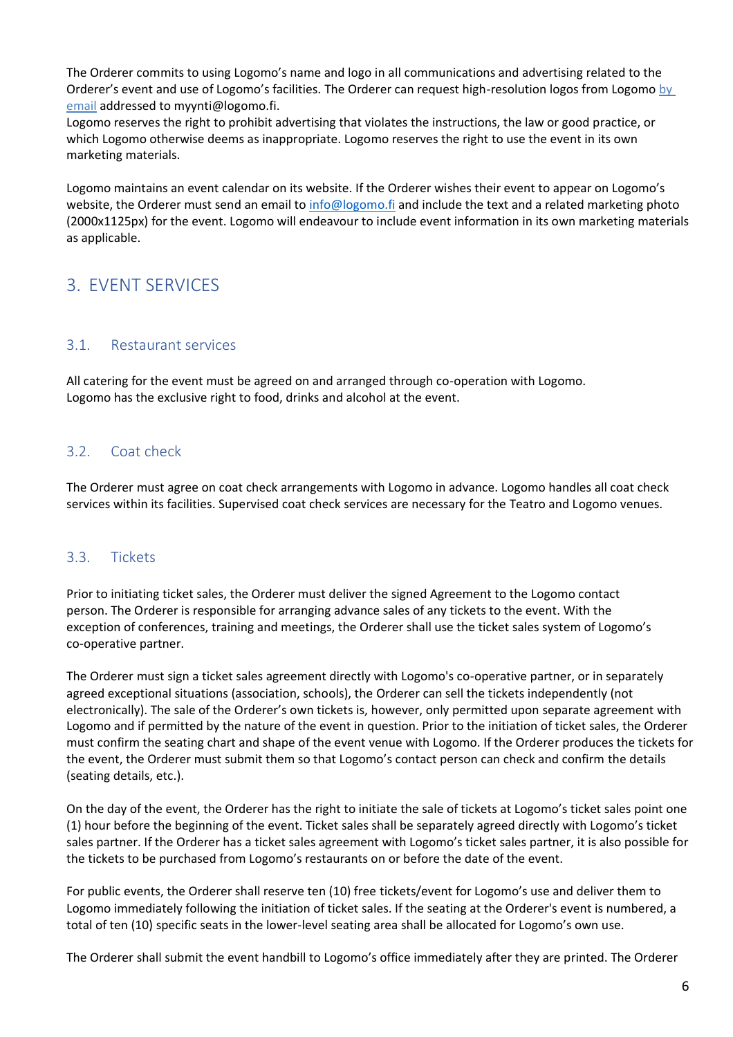The Orderer commits to using Logomo's name and logo in all communications and advertising related to the Orderer's event and use of Logomo's facilities. The Orderer can request high-resolution logos from Logomo by email addressed to myynti@logomo.fi.
Logomo reserves the right to prohibit advertising that violates the instructions, the law or good practice, or which Logomo otherwise deems as inappropriate. Logomo reserves the right to use the event in its own marketing materials.

Logomo maintains an event calendar on its website. If the Orderer wishes their event to appear on Logomo's website, the Orderer must send an email to info@logomo.fi and include the text and a related marketing photo (2000x1125px) for the event. Logomo will endeavour to include event information in its own marketing materials as applicable.

# 3. EVENT SERVICES

## 3.1. Restaurant services

All catering for the event must be agreed on and arranged through co-operation with Logomo.
Logomo has the exclusive right to food, drinks and alcohol at the event.

## 3.2. Coat check

The Orderer must agree on coat check arrangements with Logomo in advance. Logomo handles all coat check services within its facilities. Supervised coat check services are necessary for the Teatro and Logomo venues.

## 3.3. Tickets

Prior to initiating ticket sales, the Orderer must deliver the signed Agreement to the Logomo contact person. The Orderer is responsible for arranging advance sales of any tickets to the event. With the exception of conferences, training and meetings, the Orderer shall use the ticket sales system of Logomo's co-operative partner.

The Orderer must sign a ticket sales agreement directly with Logomo's co-operative partner, or in separately agreed exceptional situations (association, schools), the Orderer can sell the tickets independently (not electronically). The sale of the Orderer's own tickets is, however, only permitted upon separate agreement with Logomo and if permitted by the nature of the event in question. Prior to the initiation of ticket sales, the Orderer must confirm the seating chart and shape of the event venue with Logomo. If the Orderer produces the tickets for the event, the Orderer must submit them so that Logomo's contact person can check and confirm the details (seating details, etc.).

On the day of the event, the Orderer has the right to initiate the sale of tickets at Logomo's ticket sales point one (1) hour before the beginning of the event. Ticket sales shall be separately agreed directly with Logomo's ticket sales partner. If the Orderer has a ticket sales agreement with Logomo's ticket sales partner, it is also possible for the tickets to be purchased from Logomo's restaurants on or before the date of the event.

For public events, the Orderer shall reserve ten (10) free tickets/event for Logomo's use and deliver them to Logomo immediately following the initiation of ticket sales. If the seating at the Orderer's event is numbered, a total of ten (10) specific seats in the lower-level seating area shall be allocated for Logomo's own use.

The Orderer shall submit the event handbill to Logomo's office immediately after they are printed. The Orderer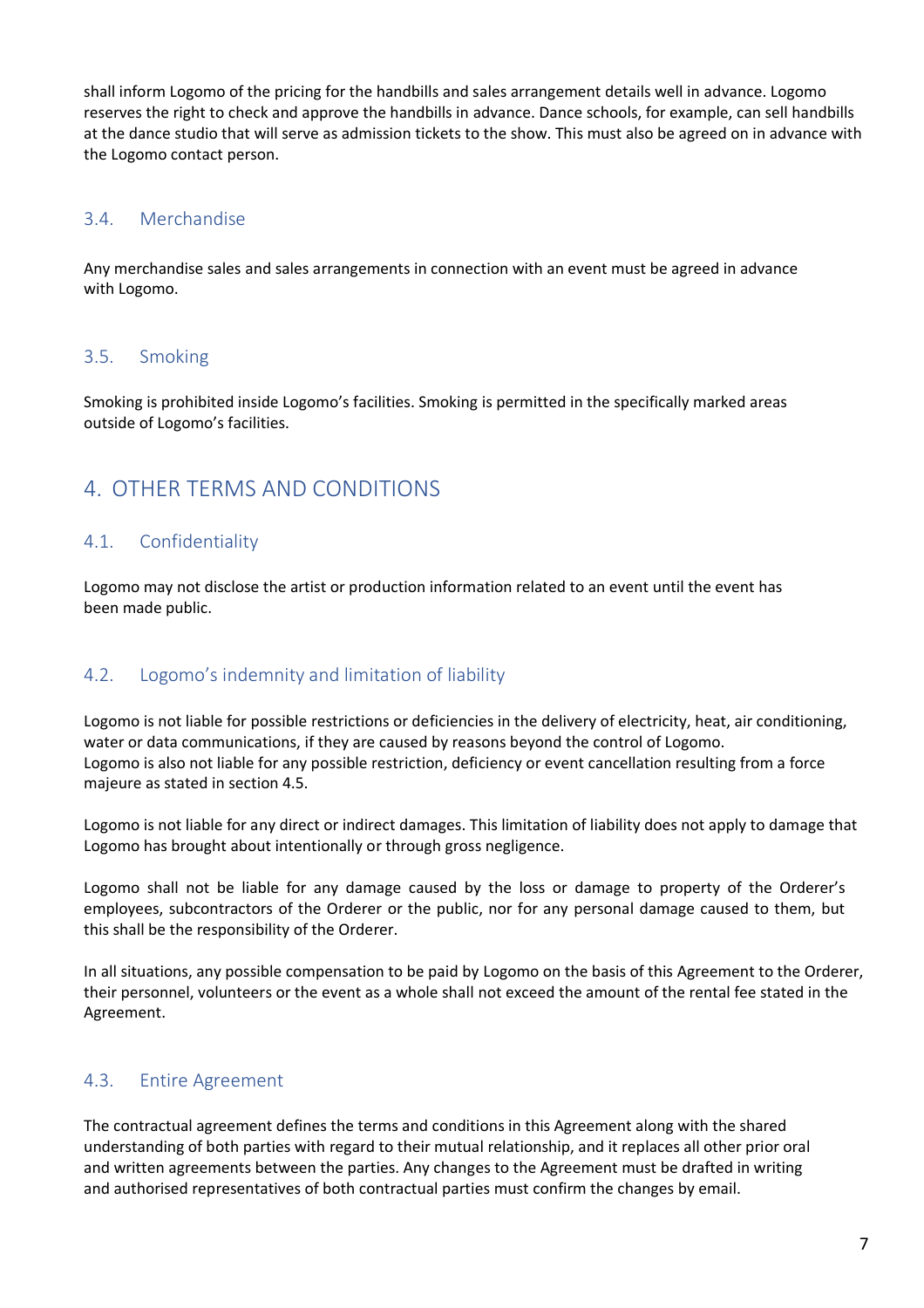shall inform Logomo of the pricing for the handbills and sales arrangement details well in advance. Logomo reserves the right to check and approve the handbills in advance. Dance schools, for example, can sell handbills at the dance studio that will serve as admission tickets to the show. This must also be agreed on in advance with the Logomo contact person.

### 3.4. Merchandise

Any merchandise sales and sales arrangements in connection with an event must be agreed in advance with Logomo.

### 3.5. Smoking

Smoking is prohibited inside Logomo's facilities. Smoking is permitted in the specifically marked areas outside of Logomo's facilities.

## 4. OTHER TERMS AND CONDITIONS

### 4.1. Confidentiality

Logomo may not disclose the artist or production information related to an event until the event has been made public.

### 4.2. Logomo's indemnity and limitation of liability

Logomo is not liable for possible restrictions or deficiencies in the delivery of electricity, heat, air conditioning, water or data communications, if they are caused by reasons beyond the control of Logomo.
Logomo is also not liable for any possible restriction, deficiency or event cancellation resulting from a force majeure as stated in section 4.5.

Logomo is not liable for any direct or indirect damages. This limitation of liability does not apply to damage that Logomo has brought about intentionally or through gross negligence.

Logomo shall not be liable for any damage caused by the loss or damage to property of the Orderer's employees, subcontractors of the Orderer or the public, nor for any personal damage caused to them, but this shall be the responsibility of the Orderer.

In all situations, any possible compensation to be paid by Logomo on the basis of this Agreement to the Orderer, their personnel, volunteers or the event as a whole shall not exceed the amount of the rental fee stated in the Agreement.

### 4.3. Entire Agreement

The contractual agreement defines the terms and conditions in this Agreement along with the shared understanding of both parties with regard to their mutual relationship, and it replaces all other prior oral and written agreements between the parties. Any changes to the Agreement must be drafted in writing and authorised representatives of both contractual parties must confirm the changes by email.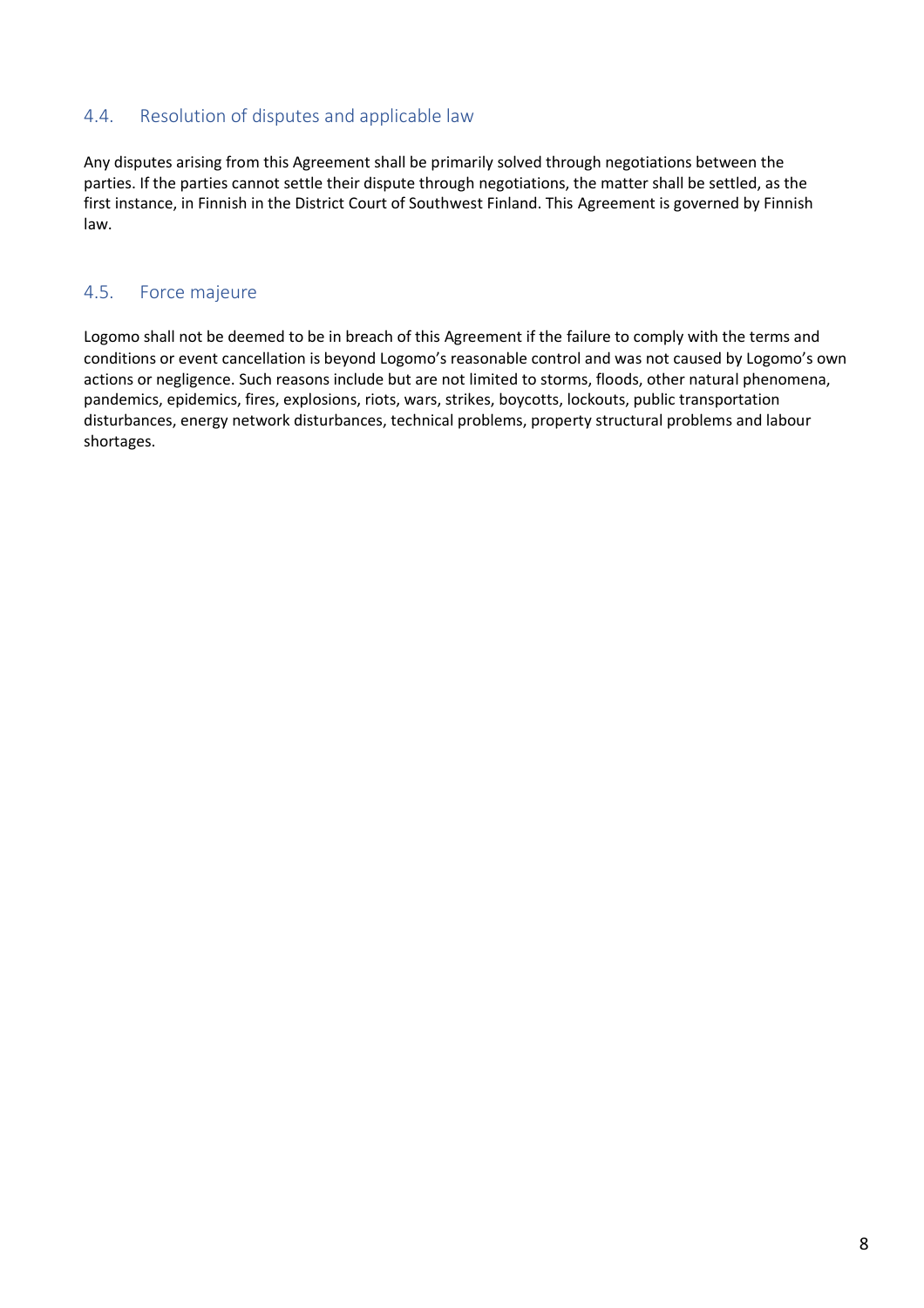## 4.4. Resolution of disputes and applicable law

Any disputes arising from this Agreement shall be primarily solved through negotiations between the parties. If the parties cannot settle their dispute through negotiations, the matter shall be settled, as the first instance, in Finnish in the District Court of Southwest Finland. This Agreement is governed by Finnish law.

## 4.5. Force majeure

Logomo shall not be deemed to be in breach of this Agreement if the failure to comply with the terms and conditions or event cancellation is beyond Logomo's reasonable control and was not caused by Logomo's own actions or negligence. Such reasons include but are not limited to storms, floods, other natural phenomena, pandemics, epidemics, fires, explosions, riots, wars, strikes, boycotts, lockouts, public transportation disturbances, energy network disturbances, technical problems, property structural problems and labour shortages.